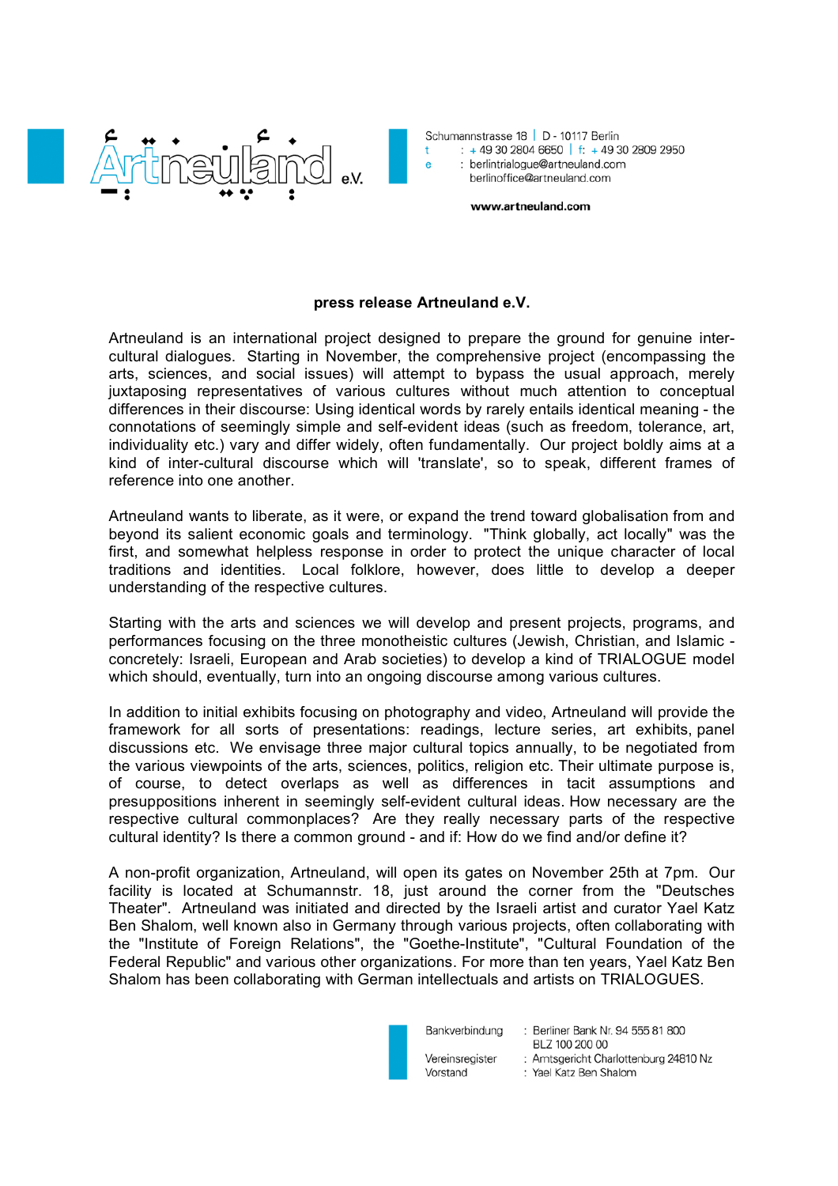Artneuland e.V.

Schumannstrasse 18 | D - 10117 Berlin
t : + 49 30 2804 6650 | f: + 49 30 2809 2950
e : berlintrialogue@artneuland.com
berlinoffice@artneuland.com

www.artneuland.com

**press release Artneuland e.V.**

Artneuland is an international project designed to prepare the ground for genuine inter-cultural dialogues. Starting in November, the comprehensive project (encompassing the arts, sciences, and social issues) will attempt to bypass the usual approach, merely juxtaposing representatives of various cultures without much attention to conceptual differences in their discourse: Using identical words by rarely entails identical meaning - the connotations of seemingly simple and self-evident ideas (such as freedom, tolerance, art, individuality etc.) vary and differ widely, often fundamentally. Our project boldly aims at a kind of inter-cultural discourse which will 'translate', so to speak, different frames of reference into one another.

Artneuland wants to liberate, as it were, or expand the trend toward globalisation from and beyond its salient economic goals and terminology. "Think globally, act locally" was the first, and somewhat helpless response in order to protect the unique character of local traditions and identities. Local folklore, however, does little to develop a deeper understanding of the respective cultures.

Starting with the arts and sciences we will develop and present projects, programs, and performances focusing on the three monotheistic cultures (Jewish, Christian, and Islamic - concretely: Israeli, European and Arab societies) to develop a kind of TRIALOGUE model which should, eventually, turn into an ongoing discourse among various cultures.

In addition to initial exhibits focusing on photography and video, Artneuland will provide the framework for all sorts of presentations: readings, lecture series, art exhibits, panel discussions etc. We envisage three major cultural topics annually, to be negotiated from the various viewpoints of the arts, sciences, politics, religion etc. Their ultimate purpose is, of course, to detect overlaps as well as differences in tacit assumptions and presuppositions inherent in seemingly self-evident cultural ideas. How necessary are the respective cultural commonplaces? Are they really necessary parts of the respective cultural identity? Is there a common ground - and if: How do we find and/or define it?

A non-profit organization, Artneuland, will open its gates on November 25th at 7pm. Our facility is located at Schumannstr. 18, just around the corner from the "Deutsches Theater". Artneuland was initiated and directed by the Israeli artist and curator Yael Katz Ben Shalom, well known also in Germany through various projects, often collaborating with the "Institute of Foreign Relations", the "Goethe-Institute", "Cultural Foundation of the Federal Republic" and various other organizations. For more than ten years, Yael Katz Ben Shalom has been collaborating with German intellectuals and artists on TRIALOGUES.

Bankverbindung : Berliner Bank Nr. 94 555 81 800
BLZ 100 200 00
Vereinsregister : Amtsgericht Charlottenburg 24810 Nz
Vorstand : Yael Katz Ben Shalom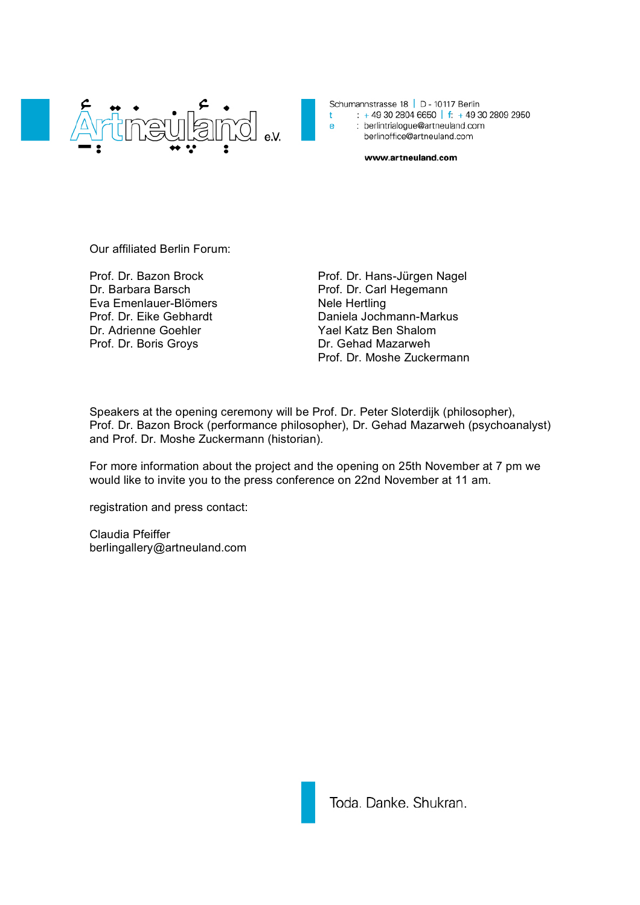Artneuland e.V.

Schumannstrasse 18 | D - 10117 Berlin
t : + 49 30 2804 6650 | f: + 49 30 2809 2950
e : berlintrialogue@artneuland.com
berlinoffice@artneuland.com

**www.artneuland.com**

Our affiliated Berlin Forum:

Prof. Dr. Bazon Brock
Dr. Barbara Barsch
Eva Emenlauer-Blömers
Prof. Dr. Eike Gebhardt
Dr. Adrienne Goehler
Prof. Dr. Boris Groys
Prof. Dr. Hans-Jürgen Nagel
Prof. Dr. Carl Hegemann
Nele Hertling
Daniela Jochmann-Markus
Yael Katz Ben Shalom
Dr. Gehad Mazarweh
Prof. Dr. Moshe Zuckermann

Speakers at the opening ceremony will be Prof. Dr. Peter Sloterdijk (philosopher), Prof. Dr. Bazon Brock (performance philosopher), Dr. Gehad Mazarweh (psychoanalyst) and Prof. Dr. Moshe Zuckermann (historian).

For more information about the project and the opening on 25th November at 7 pm we would like to invite you to the press conference on 22nd November at 11 am.

registration and press contact:

Claudia Pfeiffer
berlingallery@artneuland.com

Toda. Danke. Shukran.